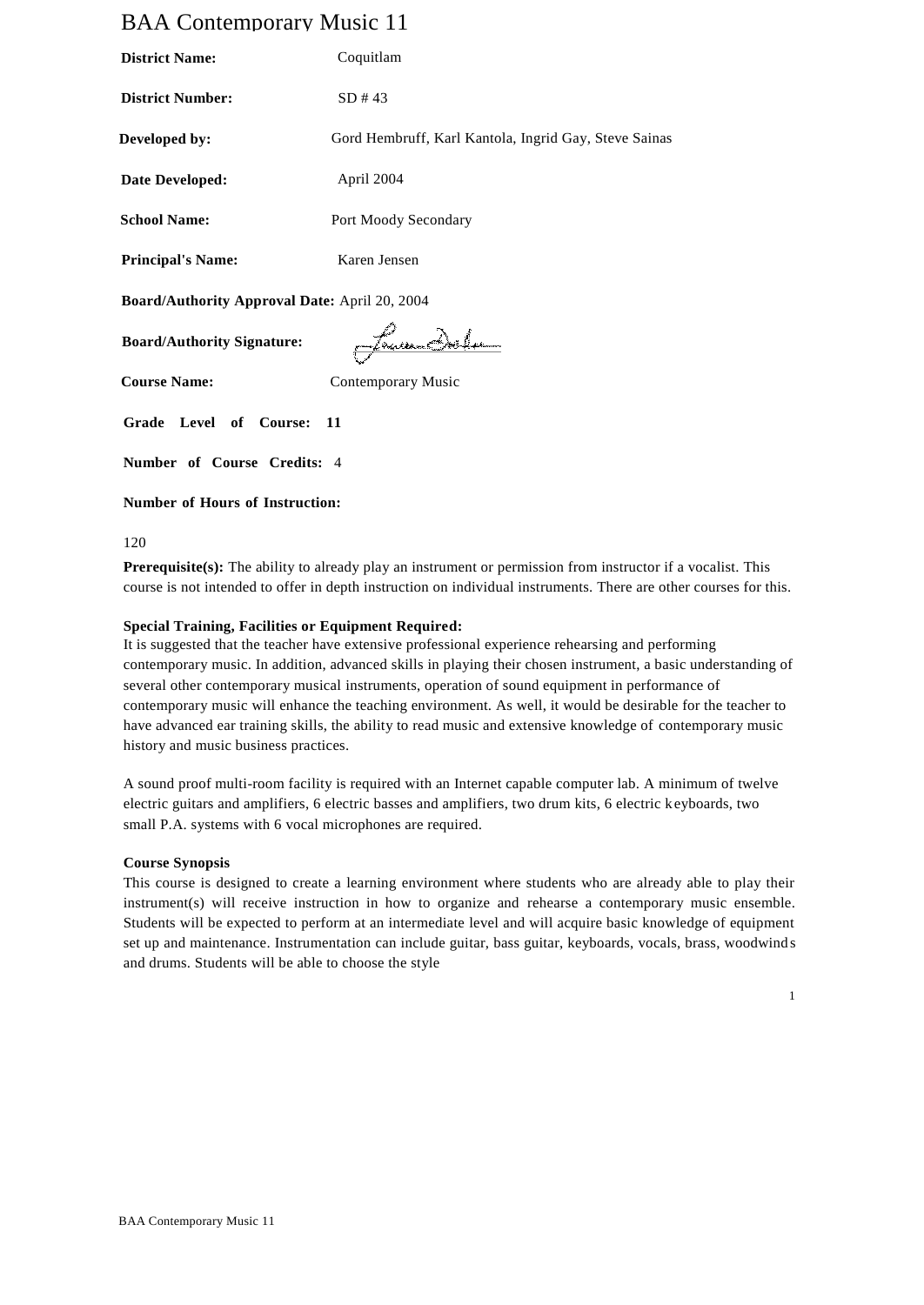# BAA Contemporary Music 11

**District Name:** Coquitlam

**District Number:** SD # 43

**Developed by:** Gord Hembruff, Karl Kantola, Ingrid Gay, Steve Sainas

**Date Developed:** April 2004

**School Name:** Port Moody Secondary

**Principal's Name:** Karen Jensen

**Board/Authority Approval Date:** April 20, 2004

**Board/Authority Signature:**

**Course Name:** Contemporary Music

**Grade Level of Course:** 11

**Number of Course Credits:** 4

**Number of Hours of Instruction:**

120

**Prerequisite(s):** The ability to already play an instrument or permission from instructor if a vocalist. This course is not intended to offer in depth instruction on individual instruments. There are other courses for this.

**Special Training, Facilities or Equipment Required:**

It is suggested that the teacher have extensive professional experience rehearsing and performing contemporary music. In addition, advanced skills in playing their chosen instrument, a basic understanding of several other contemporary musical instruments, operation of sound equipment in performance of contemporary music will enhance the teaching environment. As well, it would be desirable for the teacher to have advanced ear training skills, the ability to read music and extensive knowledge of contemporary music history and music business practices.

A sound proof multi-room facility is required with an Internet capable computer lab. A minimum of twelve electric guitars and amplifiers, 6 electric basses and amplifiers, two drum kits, 6 electric keyboards, two small P.A. systems with 6 vocal microphones are required.

**Course Synopsis**

This course is designed to create a learning environment where students who are already able to play their instrument(s) will receive instruction in how to organize and rehearse a contemporary music ensemble. Students will be expected to perform at an intermediate level and will acquire basic knowledge of equipment set up and maintenance. Instrumentation can include guitar, bass guitar, keyboards, vocals, brass, woodwinds and drums. Students will be able to choose the style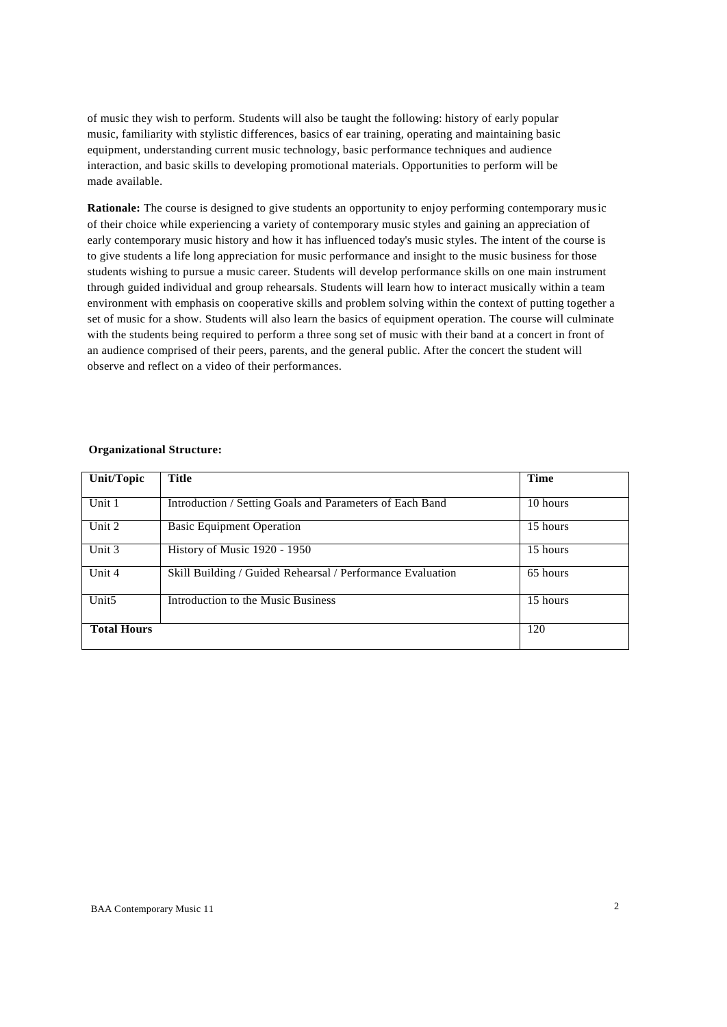of music they wish to perform. Students will also be taught the following: history of early popular music, familiarity with stylistic differences, basics of ear training, operating and maintaining basic equipment, understanding current music technology, basic performance techniques and audience interaction, and basic skills to developing promotional materials. Opportunities to perform will be made available.

**Rationale:** The course is designed to give students an opportunity to enjoy performing contemporary music of their choice while experiencing a variety of contemporary music styles and gaining an appreciation of early contemporary music history and how it has influenced today's music styles. The intent of the course is to give students a life long appreciation for music performance and insight to the music business for those students wishing to pursue a music career. Students will develop performance skills on one main instrument through guided individual and group rehearsals. Students will learn how to interact musically within a team environment with emphasis on cooperative skills and problem solving within the context of putting together a set of music for a show. Students will also learn the basics of equipment operation. The course will culminate with the students being required to perform a three song set of music with their band at a concert in front of an audience comprised of their peers, parents, and the general public. After the concert the student will observe and reflect on a video of their performances.

**Organizational Structure:**

| Unit/Topic | Title | Time |
|---|---|---|
| Unit 1 | Introduction / Setting Goals and Parameters of Each Band | 10 hours |
| Unit 2 | Basic Equipment Operation | 15 hours |
| Unit 3 | History of Music 1920 - 1950 | 15 hours |
| Unit 4 | Skill Building / Guided Rehearsal / Performance Evaluation | 65 hours |
| Unit5 | Introduction to the Music Business | 15 hours |
| **Total Hours** | | 120 |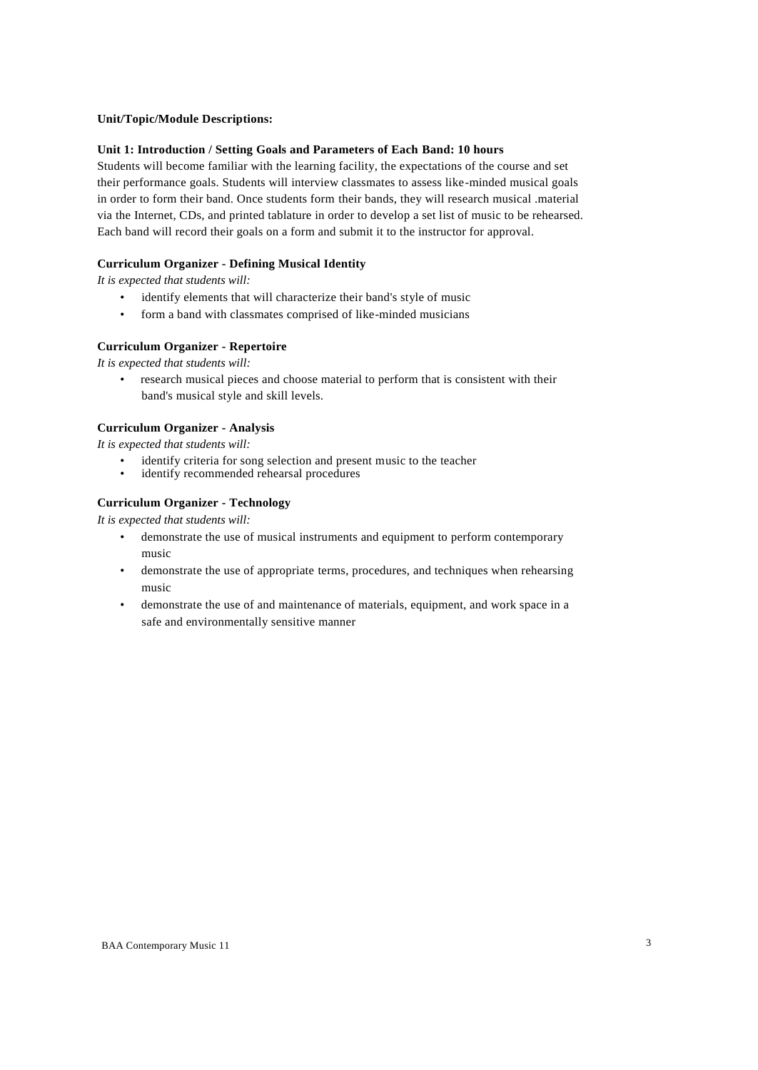**Unit/Topic/Module Descriptions:**

**Unit 1: Introduction / Setting Goals and Parameters of Each Band: 10 hours**

Students will become familiar with the learning facility, the expectations of the course and set their performance goals. Students will interview classmates to assess like-minded musical goals in order to form their band. Once students form their bands, they will research musical .material via the Internet, CDs, and printed tablature in order to develop a set list of music to be rehearsed. Each band will record their goals on a form and submit it to the instructor for approval.

**Curriculum Organizer - Defining Musical Identity**

*It is expected that students will:*

- identify elements that will characterize their band's style of music
- form a band with classmates comprised of like-minded musicians

**Curriculum Organizer - Repertoire**

*It is expected that students will:*

- research musical pieces and choose material to perform that is consistent with their band's musical style and skill levels.

**Curriculum Organizer - Analysis**

*It is expected that students will:*

- identify criteria for song selection and present music to the teacher
- identify recommended rehearsal procedures

**Curriculum Organizer - Technology**

*It is expected that students will:*

- demonstrate the use of musical instruments and equipment to perform contemporary music
- demonstrate the use of appropriate terms, procedures, and techniques when rehearsing music
- demonstrate the use of and maintenance of materials, equipment, and work space in a safe and environmentally sensitive manner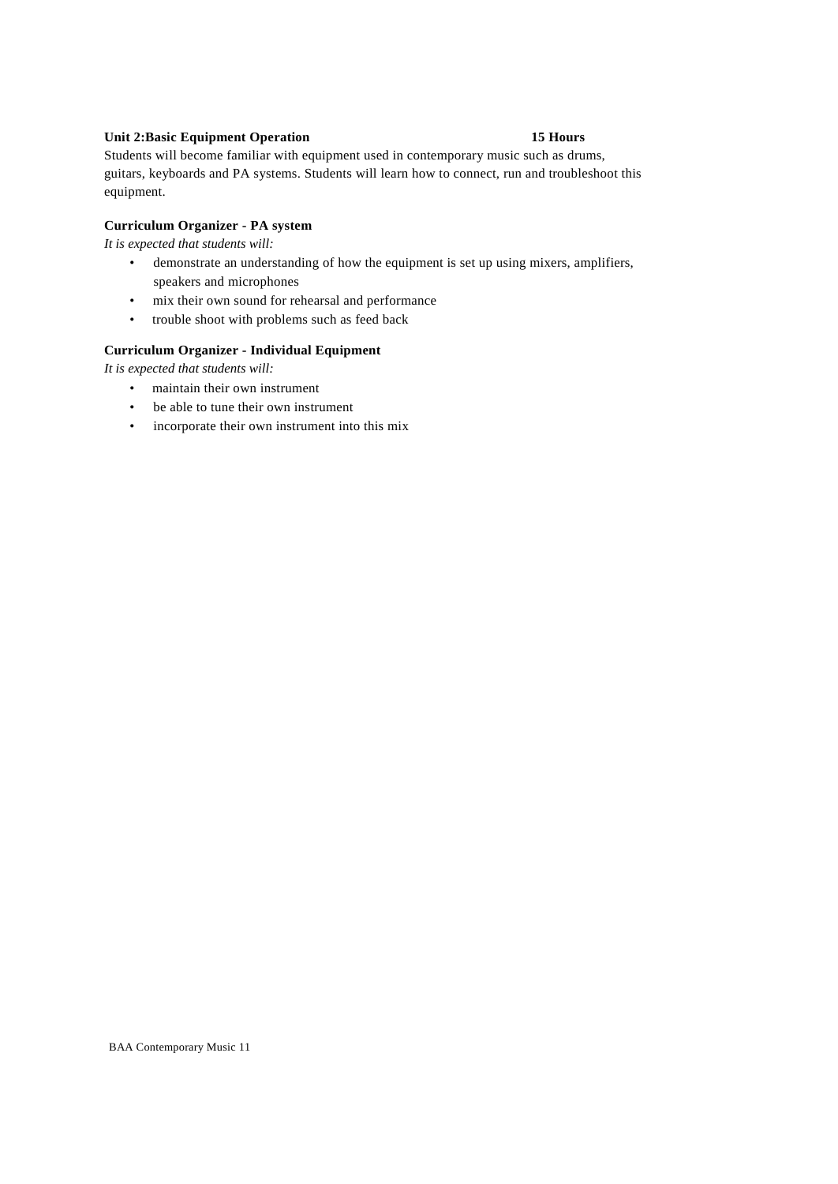**Unit 2:Basic Equipment Operation 15 Hours**

Students will become familiar with equipment used in contemporary music such as drums, guitars, keyboards and PA systems. Students will learn how to connect, run and troubleshoot this equipment.

**Curriculum Organizer - PA system**

*It is expected that students will:*

- demonstrate an understanding of how the equipment is set up using mixers, amplifiers, speakers and microphones
- mix their own sound for rehearsal and performance
- trouble shoot with problems such as feed back

**Curriculum Organizer - Individual Equipment**

*It is expected that students will:*

- maintain their own instrument
- be able to tune their own instrument
- incorporate their own instrument into this mix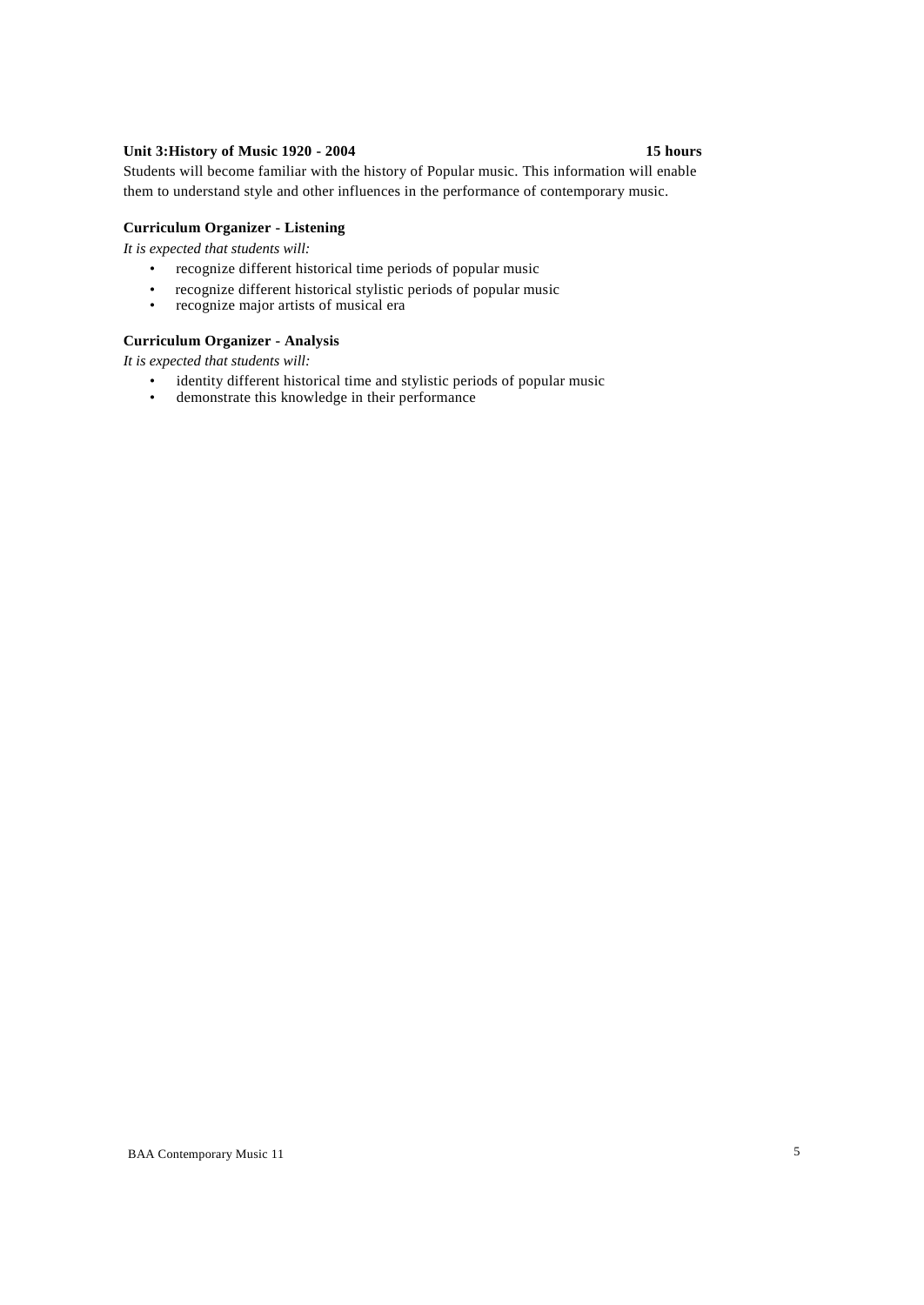**Unit 3:History of Music 1920 - 2004** **15 hours**

Students will become familiar with the history of Popular music. This information will enable them to understand style and other influences in the performance of contemporary music.

**Curriculum Organizer - Listening**

*It is expected that students will:*

- recognize different historical time periods of popular music
- recognize different historical stylistic periods of popular music
- recognize major artists of musical era

**Curriculum Organizer - Analysis**

*It is expected that students will:*

- identity different historical time and stylistic periods of popular music
- demonstrate this knowledge in their performance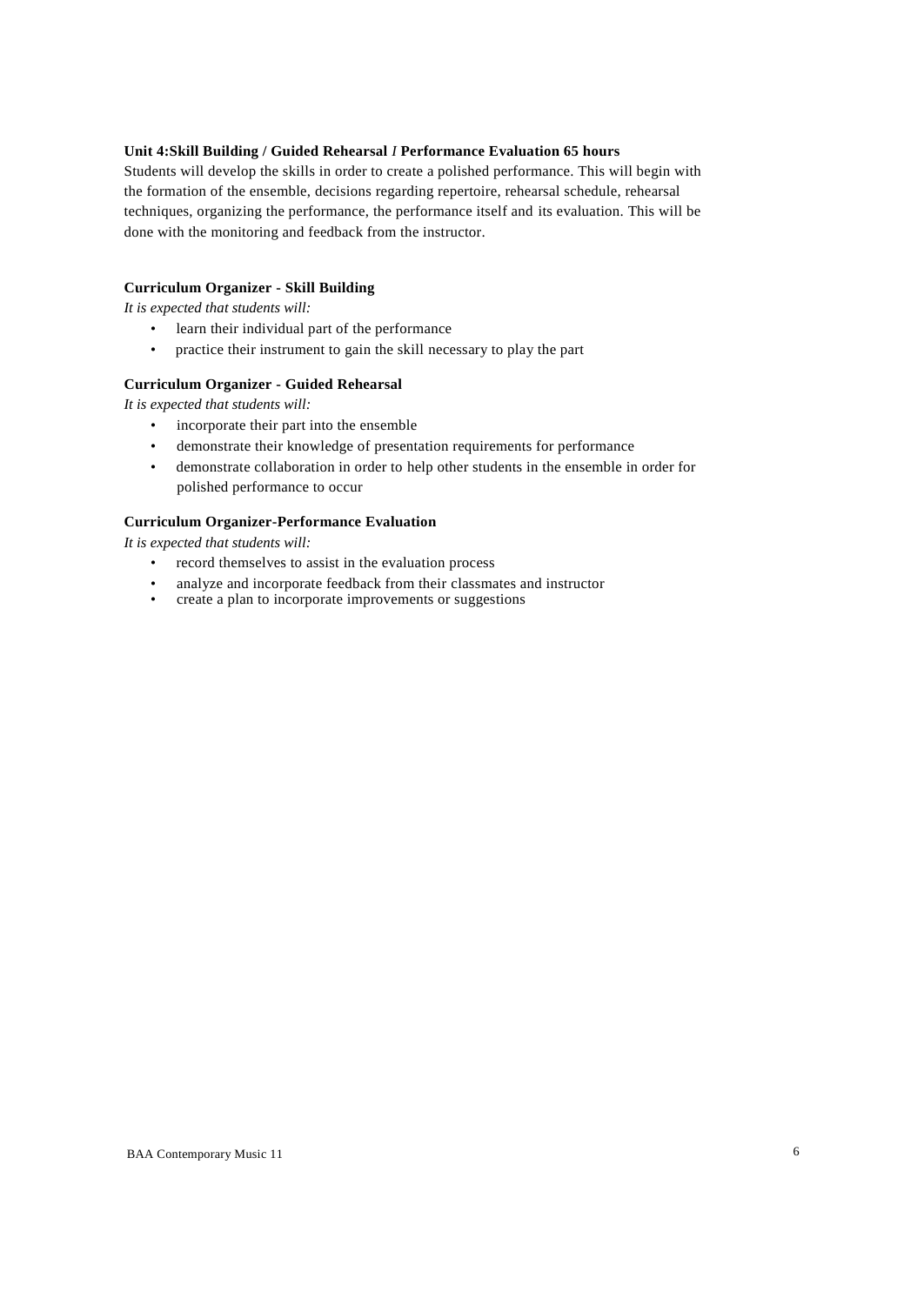**Unit 4:Skill Building / Guided Rehearsal / Performance Evaluation 65 hours**

Students will develop the skills in order to create a polished performance. This will begin with the formation of the ensemble, decisions regarding repertoire, rehearsal schedule, rehearsal techniques, organizing the performance, the performance itself and its evaluation. This will be done with the monitoring and feedback from the instructor.

**Curriculum Organizer - Skill Building**

*It is expected that students will:*

- learn their individual part of the performance
- practice their instrument to gain the skill necessary to play the part

**Curriculum Organizer - Guided Rehearsal**

*It is expected that students will:*

- incorporate their part into the ensemble
- demonstrate their knowledge of presentation requirements for performance
- demonstrate collaboration in order to help other students in the ensemble in order for polished performance to occur

**Curriculum Organizer-Performance Evaluation**

*It is expected that students will:*

- record themselves to assist in the evaluation process
- analyze and incorporate feedback from their classmates and instructor
- create a plan to incorporate improvements or suggestions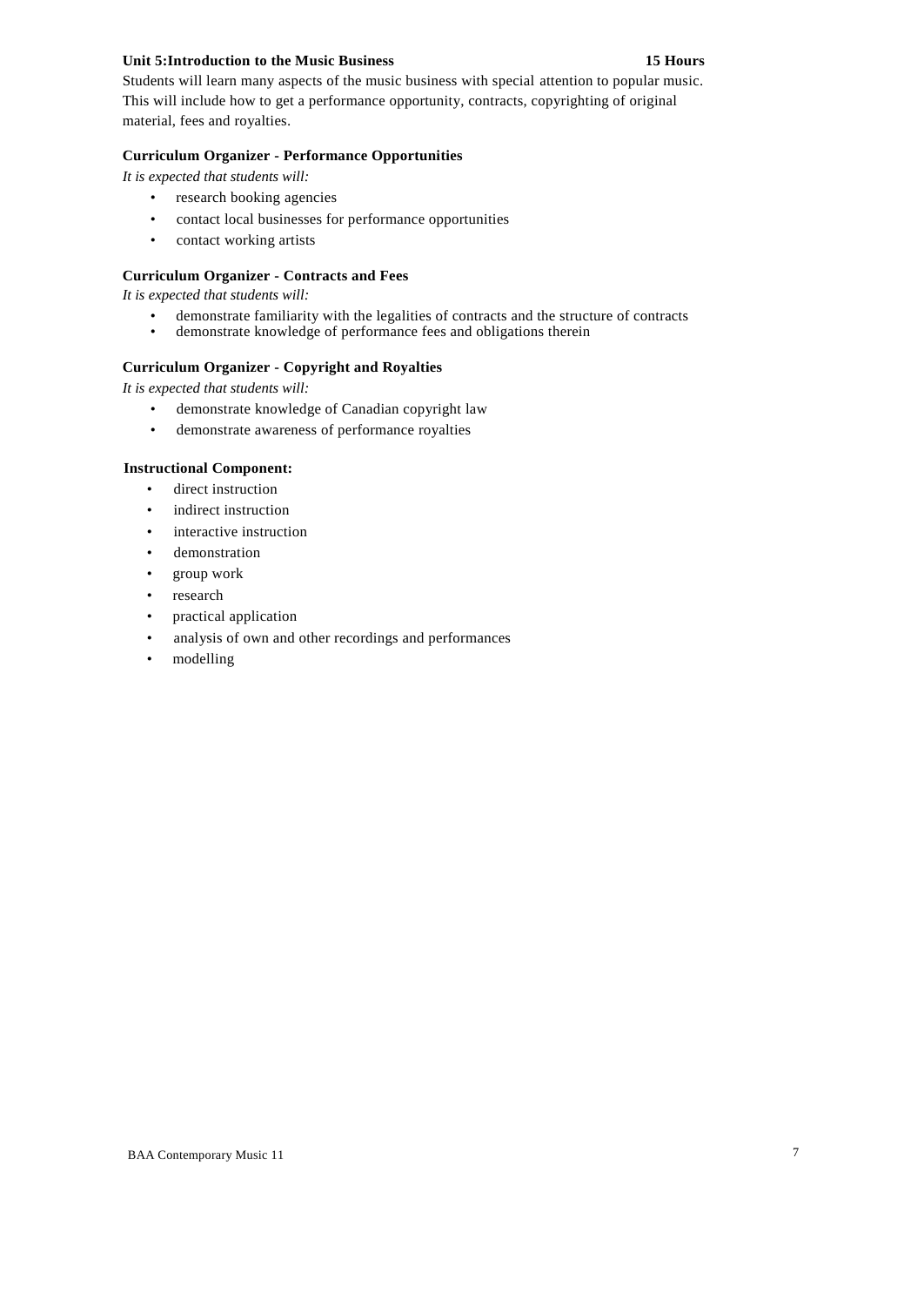**Unit 5:Introduction to the Music Business** **15 Hours**

Students will learn many aspects of the music business with special attention to popular music. This will include how to get a performance opportunity, contracts, copyrighting of original material, fees and royalties.

**Curriculum Organizer - Performance Opportunities**

*It is expected that students will:*

- research booking agencies
- contact local businesses for performance opportunities
- contact working artists

**Curriculum Organizer - Contracts and Fees**

*It is expected that students will:*

- demonstrate familiarity with the legalities of contracts and the structure of contracts
- demonstrate knowledge of performance fees and obligations therein

**Curriculum Organizer - Copyright and Royalties**

*It is expected that students will:*

- demonstrate knowledge of Canadian copyright law
- demonstrate awareness of performance royalties

**Instructional Component:**

- direct instruction
- indirect instruction
- interactive instruction
- demonstration
- group work
- research
- practical application
- analysis of own and other recordings and performances
- modelling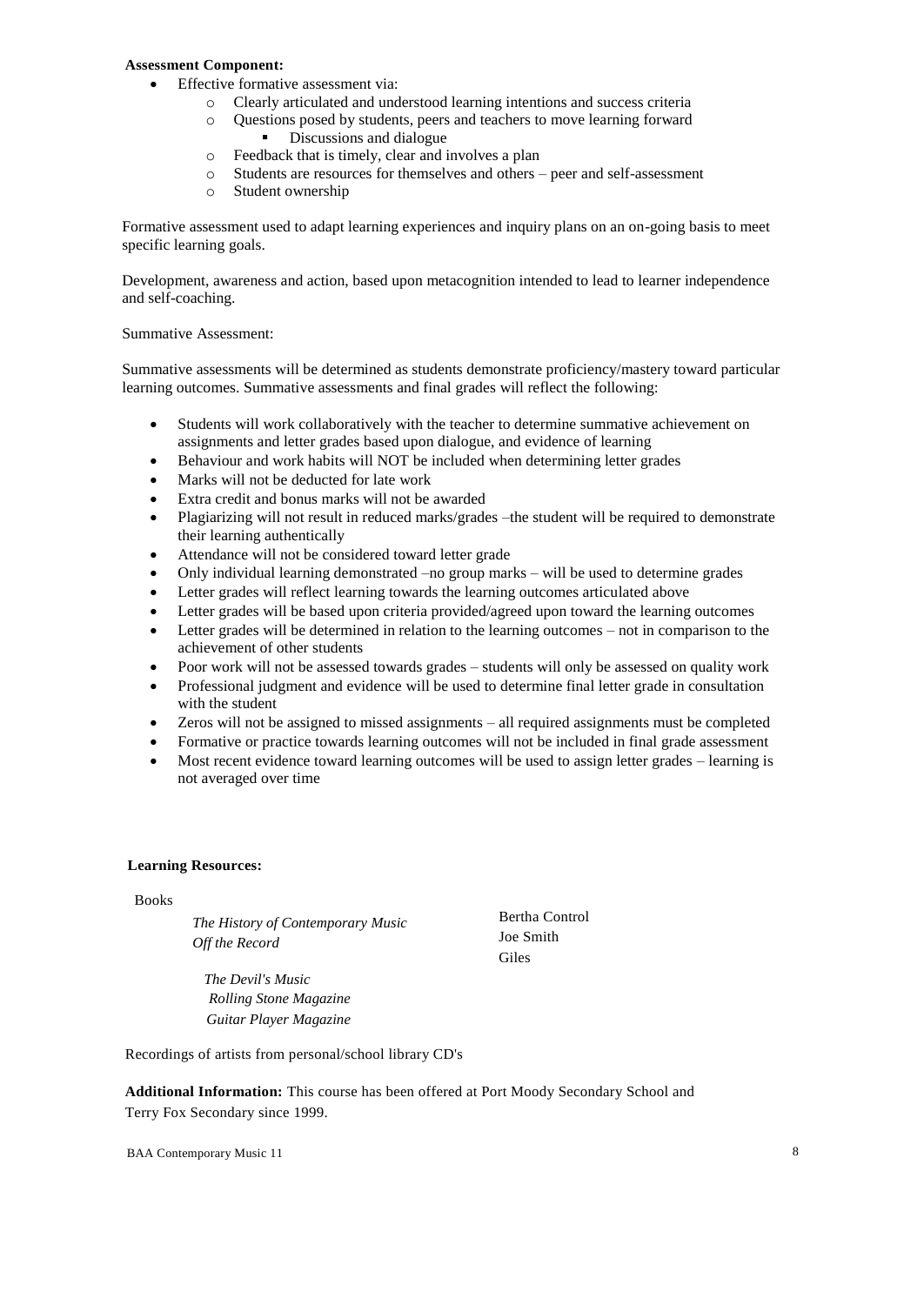**Assessment Component:**

- Effective formative assessment via:
  - Clearly articulated and understood learning intentions and success criteria
  - Questions posed by students, peers and teachers to move learning forward
    - Discussions and dialogue
  - Feedback that is timely, clear and involves a plan
  - Students are resources for themselves and others – peer and self-assessment
  - Student ownership

Formative assessment used to adapt learning experiences and inquiry plans on an on-going basis to meet specific learning goals.

Development, awareness and action, based upon metacognition intended to lead to learner independence and self-coaching.

Summative Assessment:

Summative assessments will be determined as students demonstrate proficiency/mastery toward particular learning outcomes. Summative assessments and final grades will reflect the following:

- Students will work collaboratively with the teacher to determine summative achievement on assignments and letter grades based upon dialogue, and evidence of learning
- Behaviour and work habits will NOT be included when determining letter grades
- Marks will not be deducted for late work
- Extra credit and bonus marks will not be awarded
- Plagiarizing will not result in reduced marks/grades –the student will be required to demonstrate their learning authentically
- Attendance will not be considered toward letter grade
- Only individual learning demonstrated –no group marks – will be used to determine grades
- Letter grades will reflect learning towards the learning outcomes articulated above
- Letter grades will be based upon criteria provided/agreed upon toward the learning outcomes
- Letter grades will be determined in relation to the learning outcomes – not in comparison to the achievement of other students
- Poor work will not be assessed towards grades – students will only be assessed on quality work
- Professional judgment and evidence will be used to determine final letter grade in consultation with the student
- Zeros will not be assigned to missed assignments – all required assignments must be completed
- Formative or practice towards learning outcomes will not be included in final grade assessment
- Most recent evidence toward learning outcomes will be used to assign letter grades – learning is not averaged over time

**Learning Resources:**

Books

*The History of Contemporary Music* — Bertha Control
*Off the Record* — Joe Smith
Giles

*The Devil's Music*
*Rolling Stone Magazine*
*Guitar Player Magazine*

Recordings of artists from personal/school library CD's

**Additional Information:** This course has been offered at Port Moody Secondary School and Terry Fox Secondary since 1999.